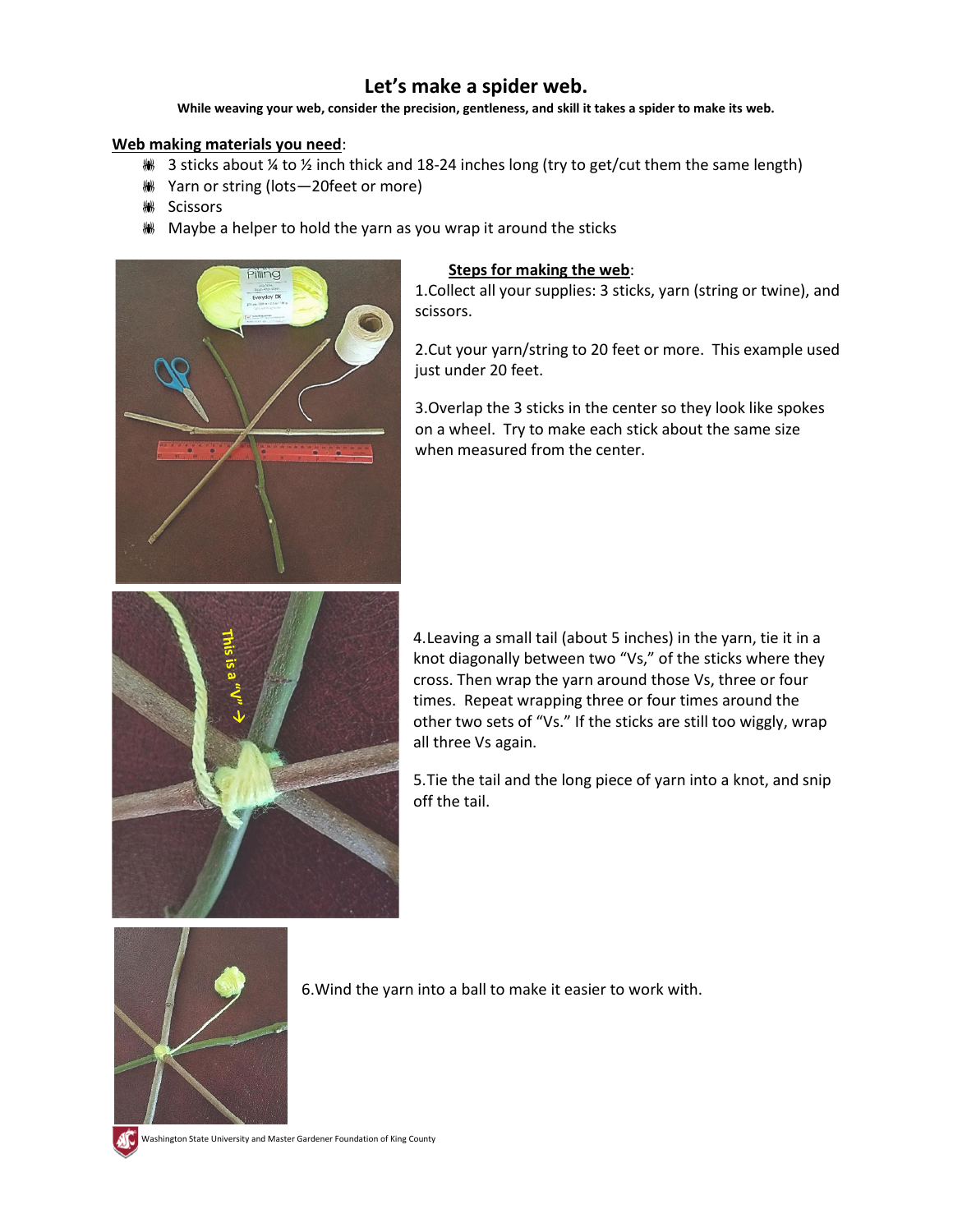# Let's make a spider web.

**While weaving your web, consider the precision, gentleness, and skill it takes a spider to make its web.**

**Web making materials you need**:

- 3 sticks about ¼ to ½ inch thick and 18-24 inches long (try to get/cut them the same length)
- Yarn or string (lots—20feet or more)
- Scissors
- Maybe a helper to hold the yarn as you wrap it around the sticks

**Steps for making the web**:

1.Collect all your supplies: 3 sticks, yarn (string or twine), and scissors.

2.Cut your yarn/string to 20 feet or more. This example used just under 20 feet.

3.Overlap the 3 sticks in the center so they look like spokes on a wheel. Try to make each stick about the same size when measured from the center.

4.Leaving a small tail (about 5 inches) in the yarn, tie it in a knot diagonally between two "Vs," of the sticks where they cross. Then wrap the yarn around those Vs, three or four times. Repeat wrapping three or four times around the other two sets of "Vs." If the sticks are still too wiggly, wrap all three Vs again.

5.Tie the tail and the long piece of yarn into a knot, and snip off the tail.

6.Wind the yarn into a ball to make it easier to work with.

Washington State University and Master Gardener Foundation of King County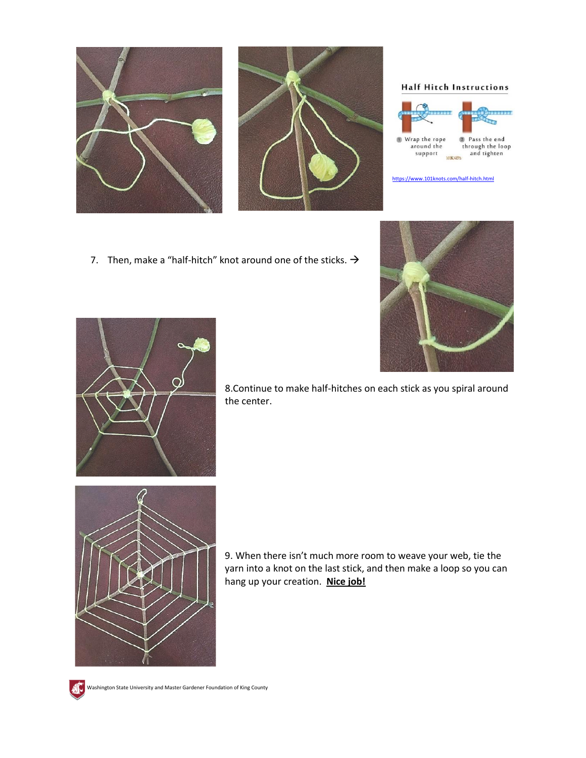**Half Hitch Instructions**

1. Wrap the rope around the support
2. Pass the end through the loop and tighten

https://www.101knots.com/half-hitch.html

7. Then, make a "half-hitch" knot around one of the sticks. →

8.Continue to make half-hitches on each stick as you spiral around the center.

9. When there isn't much more room to weave your web, tie the yarn into a knot on the last stick, and then make a loop so you can hang up your creation. **<u>Nice job!</u>**

Washington State University and Master Gardener Foundation of King County